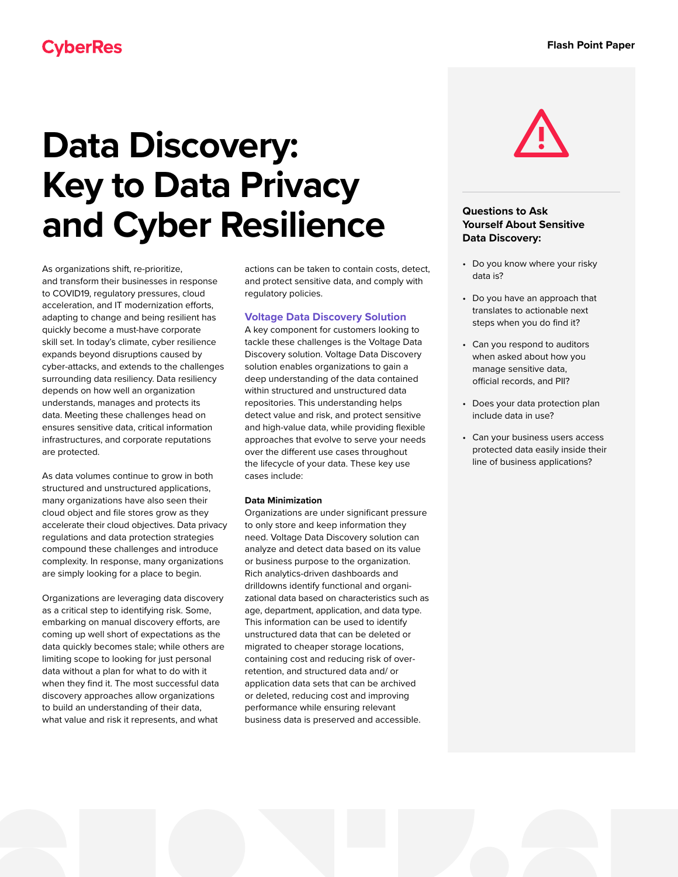CyberRes

Flash Point Paper

# Data Discovery: Key to Data Privacy and Cyber Resilience

As organizations shift, re-prioritize, and transform their businesses in response to COVID19, regulatory pressures, cloud acceleration, and IT modernization efforts, adapting to change and being resilient has quickly become a must-have corporate skill set. In today's climate, cyber resilience expands beyond disruptions caused by cyber-attacks, and extends to the challenges surrounding data resiliency. Data resiliency depends on how well an organization understands, manages and protects its data. Meeting these challenges head on ensures sensitive data, critical information infrastructures, and corporate reputations are protected.

As data volumes continue to grow in both structured and unstructured applications, many organizations have also seen their cloud object and file stores grow as they accelerate their cloud objectives. Data privacy regulations and data protection strategies compound these challenges and introduce complexity. In response, many organizations are simply looking for a place to begin.

Organizations are leveraging data discovery as a critical step to identifying risk. Some, embarking on manual discovery efforts, are coming up well short of expectations as the data quickly becomes stale; while others are limiting scope to looking for just personal data without a plan for what to do with it when they find it. The most successful data discovery approaches allow organizations to build an understanding of their data, what value and risk it represents, and what actions can be taken to contain costs, detect, and protect sensitive data, and comply with regulatory policies.

## Voltage Data Discovery Solution

A key component for customers looking to tackle these challenges is the Voltage Data Discovery solution. Voltage Data Discovery solution enables organizations to gain a deep understanding of the data contained within structured and unstructured data repositories. This understanding helps detect value and risk, and protect sensitive and high-value data, while providing flexible approaches that evolve to serve your needs over the different use cases throughout the lifecycle of your data. These key use cases include:

### Data Minimization

Organizations are under significant pressure to only store and keep information they need. Voltage Data Discovery solution can analyze and detect data based on its value or business purpose to the organization. Rich analytics-driven dashboards and drilldowns identify functional and organizational data based on characteristics such as age, department, application, and data type. This information can be used to identify unstructured data that can be deleted or migrated to cheaper storage locations, containing cost and reducing risk of over-retention, and structured data and/ or application data sets that can be archived or deleted, reducing cost and improving performance while ensuring relevant business data is preserved and accessible.

### Questions to Ask Yourself About Sensitive Data Discovery:

- Do you know where your risky data is?
- Do you have an approach that translates to actionable next steps when you do find it?
- Can you respond to auditors when asked about how you manage sensitive data, official records, and PII?
- Does your data protection plan include data in use?
- Can your business users access protected data easily inside their line of business applications?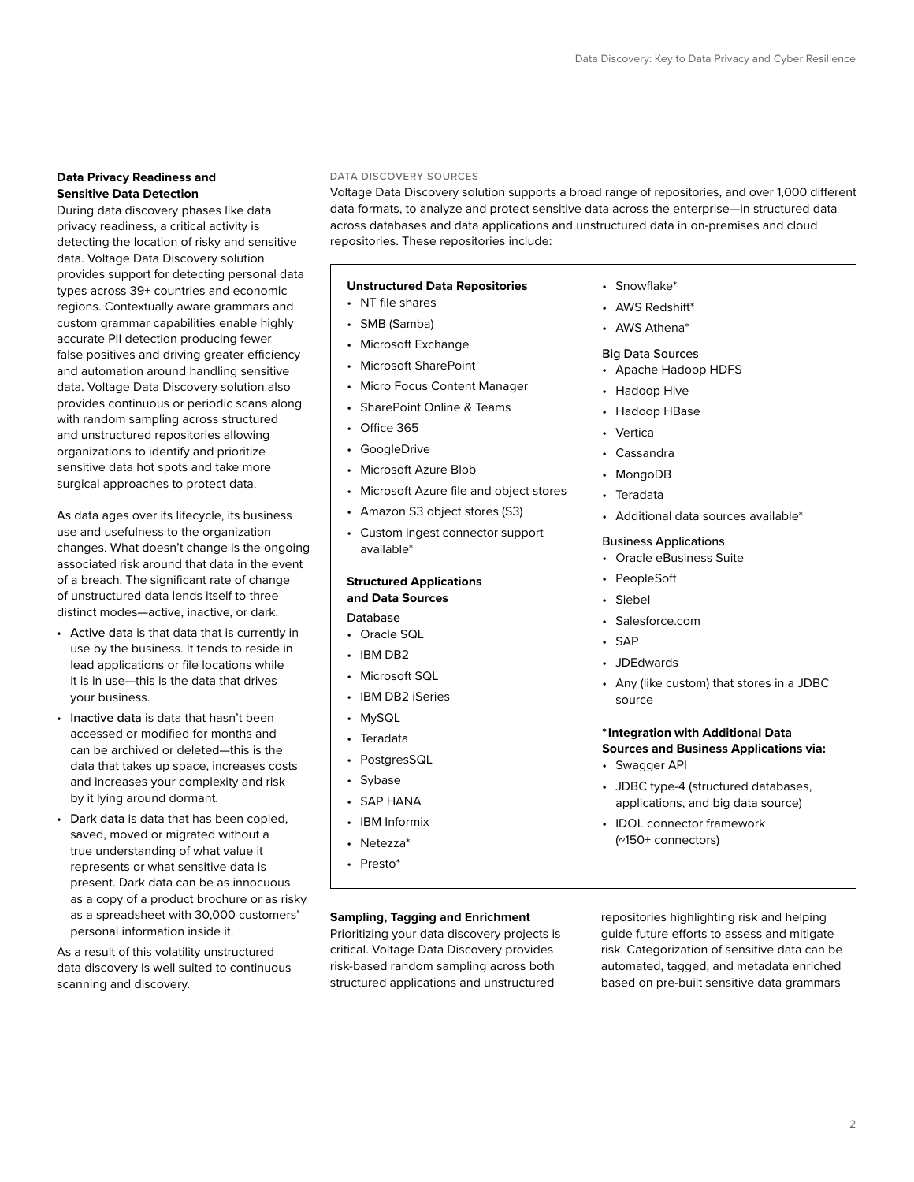### Data Privacy Readiness and Sensitive Data Detection

During data discovery phases like data privacy readiness, a critical activity is detecting the location of risky and sensitive data. Voltage Data Discovery solution provides support for detecting personal data types across 39+ countries and economic regions. Contextually aware grammars and custom grammar capabilities enable highly accurate PII detection producing fewer false positives and driving greater efficiency and automation around handling sensitive data. Voltage Data Discovery solution also provides continuous or periodic scans along with random sampling across structured and unstructured repositories allowing organizations to identify and prioritize sensitive data hot spots and take more surgical approaches to protect data.

As data ages over its lifecycle, its business use and usefulness to the organization changes. What doesn't change is the ongoing associated risk around that data in the event of a breach. The significant rate of change of unstructured data lends itself to three distinct modes—active, inactive, or dark.

- Active data is that data that is currently in use by the business. It tends to reside in lead applications or file locations while it is in use—this is the data that drives your business.
- Inactive data is data that hasn't been accessed or modified for months and can be archived or deleted—this is the data that takes up space, increases costs and increases your complexity and risk by it lying around dormant.
- Dark data is data that has been copied, saved, moved or migrated without a true understanding of what value it represents or what sensitive data is present. Dark data can be as innocuous as a copy of a product brochure or as risky as a spreadsheet with 30,000 customers' personal information inside it.

As a result of this volatility unstructured data discovery is well suited to continuous scanning and discovery.

DATA DISCOVERY SOURCES

Voltage Data Discovery solution supports a broad range of repositories, and over 1,000 different data formats, to analyze and protect sensitive data across the enterprise—in structured data across databases and data applications and unstructured data in on-premises and cloud repositories. These repositories include:

**Unstructured Data Repositories**

- NT file shares
- SMB (Samba)
- Microsoft Exchange
- Microsoft SharePoint
- Micro Focus Content Manager
- SharePoint Online & Teams
- Office 365
- GoogleDrive
- Microsoft Azure Blob
- Microsoft Azure file and object stores
- Amazon S3 object stores (S3)
- Custom ingest connector support available*

**Structured Applications and Data Sources**

Database

- Oracle SQL
- IBM DB2
- Microsoft SQL
- IBM DB2 iSeries
- MySQL
- Teradata
- PostgresSQL
- Sybase
- SAP HANA
- IBM Informix
- Netezza*
- Presto*
- Snowflake*
- AWS Redshift*
- AWS Athena*

Big Data Sources

- Apache Hadoop HDFS
- Hadoop Hive
- Hadoop HBase
- Vertica
- Cassandra
- MongoDB
- Teradata
- Additional data sources available*

Business Applications

- Oracle eBusiness Suite
- PeopleSoft
- Siebel
- Salesforce.com
- SAP
- JDEdwards
- Any (like custom) that stores in a JDBC source

**\*Integration with Additional Data Sources and Business Applications via:**

- Swagger API
- JDBC type-4 (structured databases, applications, and big data source)
- IDOL connector framework (~150+ connectors)

### Sampling, Tagging and Enrichment

Prioritizing your data discovery projects is critical. Voltage Data Discovery provides risk-based random sampling across both structured applications and unstructured repositories highlighting risk and helping guide future efforts to assess and mitigate risk. Categorization of sensitive data can be automated, tagged, and metadata enriched based on pre-built sensitive data grammars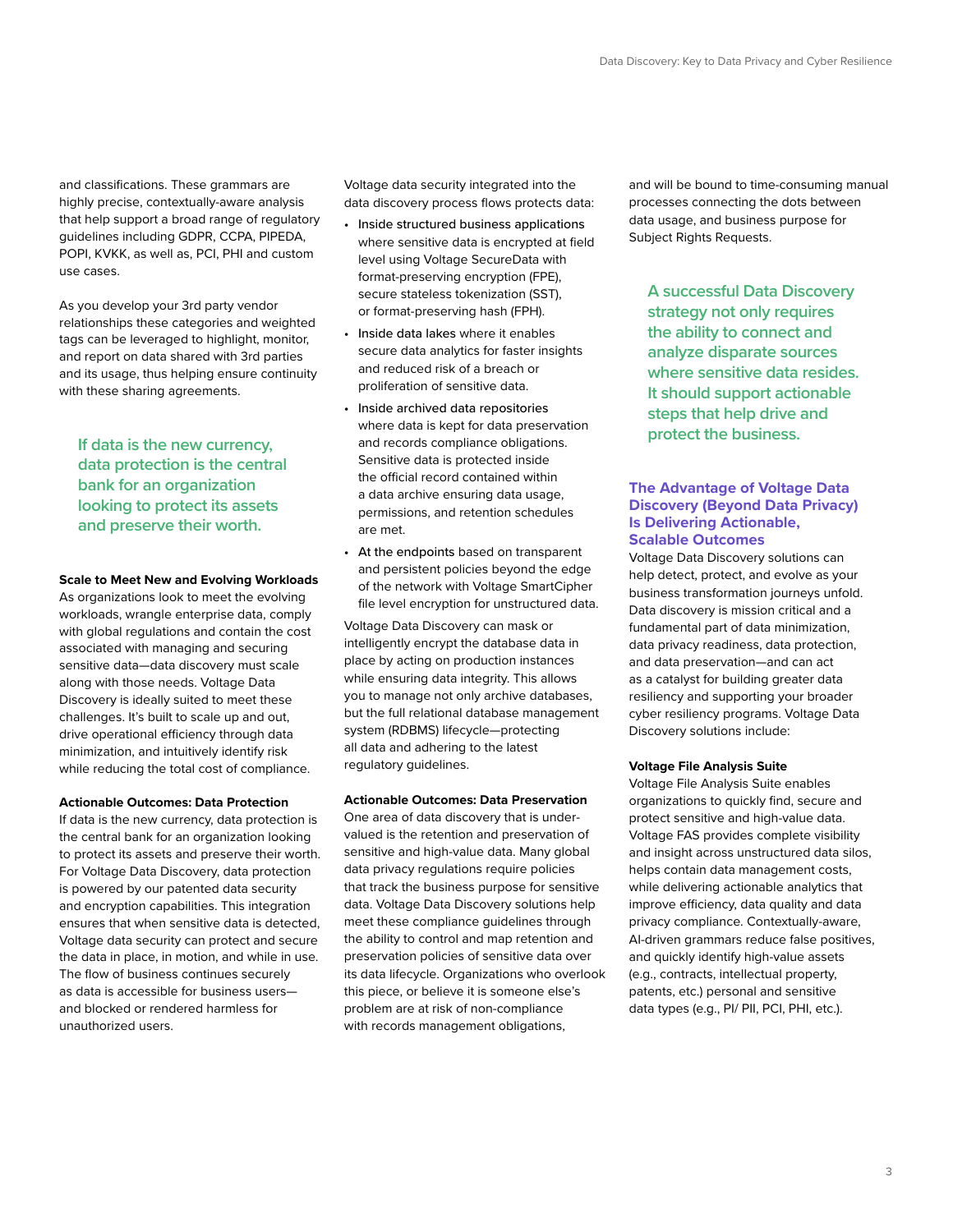and classifications. These grammars are highly precise, contextually-aware analysis that help support a broad range of regulatory guidelines including GDPR, CCPA, PIPEDA, POPI, KVKK, as well as, PCI, PHI and custom use cases.

As you develop your 3rd party vendor relationships these categories and weighted tags can be leveraged to highlight, monitor, and report on data shared with 3rd parties and its usage, thus helping ensure continuity with these sharing agreements.

> If data is the new currency, data protection is the central bank for an organization looking to protect its assets and preserve their worth.

**Scale to Meet New and Evolving Workloads**
As organizations look to meet the evolving workloads, wrangle enterprise data, comply with global regulations and contain the cost associated with managing and securing sensitive data—data discovery must scale along with those needs. Voltage Data Discovery is ideally suited to meet these challenges. It's built to scale up and out, drive operational efficiency through data minimization, and intuitively identify risk while reducing the total cost of compliance.

**Actionable Outcomes: Data Protection**
If data is the new currency, data protection is the central bank for an organization looking to protect its assets and preserve their worth. For Voltage Data Discovery, data protection is powered by our patented data security and encryption capabilities. This integration ensures that when sensitive data is detected, Voltage data security can protect and secure the data in place, in motion, and while in use. The flow of business continues securely as data is accessible for business users—and blocked or rendered harmless for unauthorized users.

Voltage data security integrated into the data discovery process flows protects data:

- Inside structured business applications where sensitive data is encrypted at field level using Voltage SecureData with format-preserving encryption (FPE), secure stateless tokenization (SST), or format-preserving hash (FPH).
- Inside data lakes where it enables secure data analytics for faster insights and reduced risk of a breach or proliferation of sensitive data.
- Inside archived data repositories where data is kept for data preservation and records compliance obligations. Sensitive data is protected inside the official record contained within a data archive ensuring data usage, permissions, and retention schedules are met.
- At the endpoints based on transparent and persistent policies beyond the edge of the network with Voltage SmartCipher file level encryption for unstructured data.

Voltage Data Discovery can mask or intelligently encrypt the database data in place by acting on production instances while ensuring data integrity. This allows you to manage not only archive databases, but the full relational database management system (RDBMS) lifecycle—protecting all data and adhering to the latest regulatory guidelines.

**Actionable Outcomes: Data Preservation**
One area of data discovery that is under-valued is the retention and preservation of sensitive and high-value data. Many global data privacy regulations require policies that track the business purpose for sensitive data. Voltage Data Discovery solutions help meet these compliance guidelines through the ability to control and map retention and preservation policies of sensitive data over its data lifecycle. Organizations who overlook this piece, or believe it is someone else's problem are at risk of non-compliance with records management obligations, and will be bound to time-consuming manual processes connecting the dots between data usage, and business purpose for Subject Rights Requests.

> A successful Data Discovery strategy not only requires the ability to connect and analyze disparate sources where sensitive data resides. It should support actionable steps that help drive and protect the business.

## The Advantage of Voltage Data Discovery (Beyond Data Privacy) Is Delivering Actionable, Scalable Outcomes

Voltage Data Discovery solutions can help detect, protect, and evolve as your business transformation journeys unfold. Data discovery is mission critical and a fundamental part of data minimization, data privacy readiness, data protection, and data preservation—and can act as a catalyst for building greater data resiliency and supporting your broader cyber resiliency programs. Voltage Data Discovery solutions include:

**Voltage File Analysis Suite**
Voltage File Analysis Suite enables organizations to quickly find, secure and protect sensitive and high-value data. Voltage FAS provides complete visibility and insight across unstructured data silos, helps contain data management costs, while delivering actionable analytics that improve efficiency, data quality and data privacy compliance. Contextually-aware, AI-driven grammars reduce false positives, and quickly identify high-value assets (e.g., contracts, intellectual property, patents, etc.) personal and sensitive data types (e.g., PI/ PII, PCI, PHI, etc.).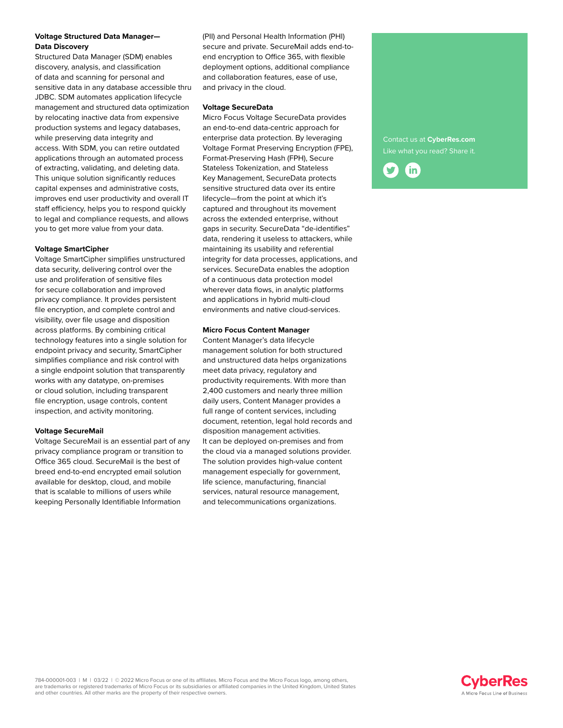**Voltage Structured Data Manager—Data Discovery**

Structured Data Manager (SDM) enables discovery, analysis, and classification of data and scanning for personal and sensitive data in any database accessible thru JDBC. SDM automates application lifecycle management and structured data optimization by relocating inactive data from expensive production systems and legacy databases, while preserving data integrity and access. With SDM, you can retire outdated applications through an automated process of extracting, validating, and deleting data. This unique solution significantly reduces capital expenses and administrative costs, improves end user productivity and overall IT staff efficiency, helps you to respond quickly to legal and compliance requests, and allows you to get more value from your data.

**Voltage SmartCipher**

Voltage SmartCipher simplifies unstructured data security, delivering control over the use and proliferation of sensitive files for secure collaboration and improved privacy compliance. It provides persistent file encryption, and complete control and visibility, over file usage and disposition across platforms. By combining critical technology features into a single solution for endpoint privacy and security, SmartCipher simplifies compliance and risk control with a single endpoint solution that transparently works with any datatype, on-premises or cloud solution, including transparent file encryption, usage controls, content inspection, and activity monitoring.

**Voltage SecureMail**

Voltage SecureMail is an essential part of any privacy compliance program or transition to Office 365 cloud. SecureMail is the best of breed end-to-end encrypted email solution available for desktop, cloud, and mobile that is scalable to millions of users while keeping Personally Identifiable Information (PII) and Personal Health Information (PHI) secure and private. SecureMail adds end-to-end encryption to Office 365, with flexible deployment options, additional compliance and collaboration features, ease of use, and privacy in the cloud.

**Voltage SecureData**

Micro Focus Voltage SecureData provides an end-to-end data-centric approach for enterprise data protection. By leveraging Voltage Format Preserving Encryption (FPE), Format-Preserving Hash (FPH), Secure Stateless Tokenization, and Stateless Key Management, SecureData protects sensitive structured data over its entire lifecycle—from the point at which it's captured and throughout its movement across the extended enterprise, without gaps in security. SecureData "de-identifies" data, rendering it useless to attackers, while maintaining its usability and referential integrity for data processes, applications, and services. SecureData enables the adoption of a continuous data protection model wherever data flows, in analytic platforms and applications in hybrid multi-cloud environments and native cloud-services.

**Micro Focus Content Manager**

Content Manager's data lifecycle management solution for both structured and unstructured data helps organizations meet data privacy, regulatory and productivity requirements. With more than 2,400 customers and nearly three million daily users, Content Manager provides a full range of content services, including document, retention, legal hold records and disposition management activities. It can be deployed on-premises and from the cloud via a managed solutions provider. The solution provides high-value content management especially for government, life science, manufacturing, financial services, natural resource management, and telecommunications organizations.

Contact us at **CyberRes.com**
Like what you read? Share it.

784-000001-003 | M | 03/22 | © 2022 Micro Focus or one of its affiliates. Micro Focus and the Micro Focus logo, among others, are trademarks or registered trademarks of Micro Focus or its subsidiaries or affiliated companies in the United Kingdom, United States and other countries. All other marks are the property of their respective owners.

CyberRes
A Micro Focus Line of Business